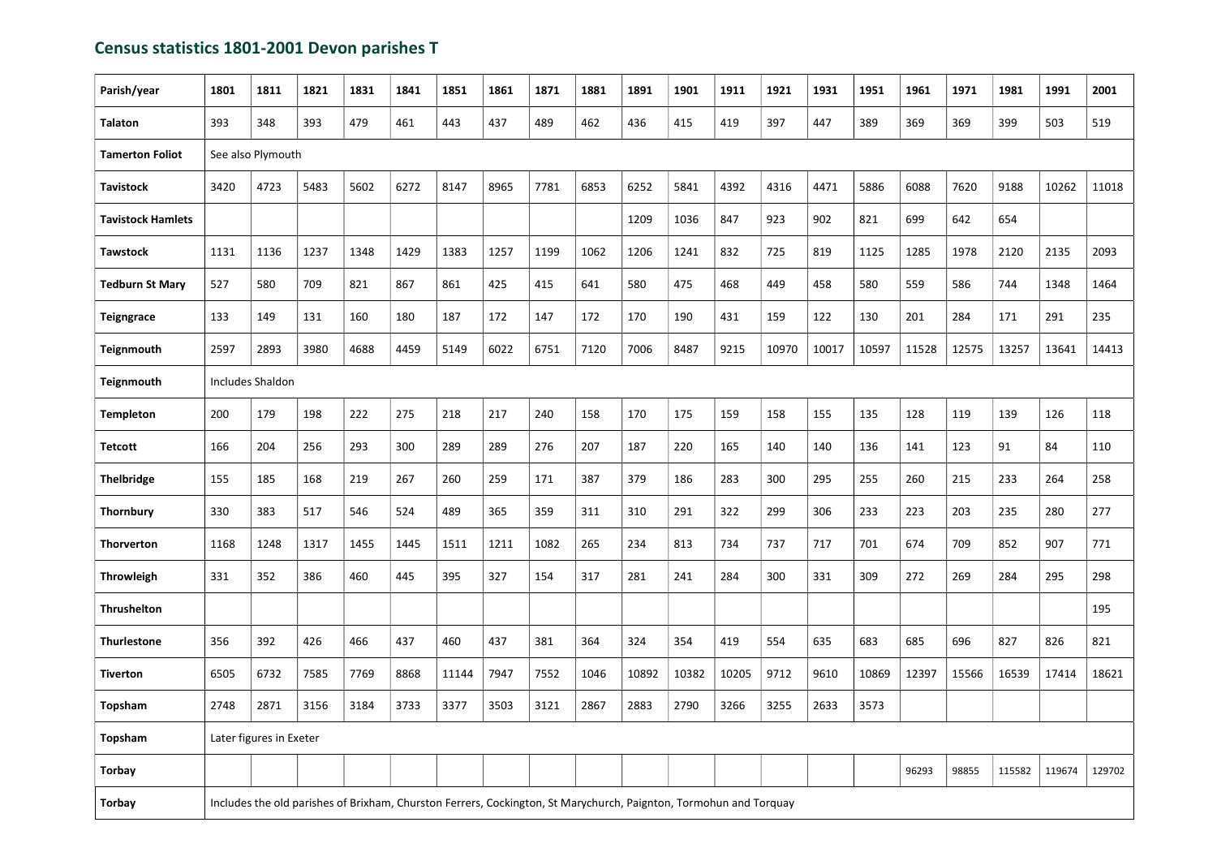## Census statistics 1801-2001 Devon parishes T

| Parish/year | 1801 | 1811 | 1821 | 1831 | 1841 | 1851 | 1861 | 1871 | 1881 | 1891 | 1901 | 1911 | 1921 | 1931 | 1951 | 1961 | 1971 | 1981 | 1991 | 2001 |
|---|---|---|---|---|---|---|---|---|---|---|---|---|---|---|---|---|---|---|---|---|
| **Talaton** | 393 | 348 | 393 | 479 | 461 | 443 | 437 | 489 | 462 | 436 | 415 | 419 | 397 | 447 | 389 | 369 | 369 | 399 | 503 | 519 |
| **Tamerton Foliot** | See also Plymouth | | | | | | | | | | | | | | | | | | | |
| **Tavistock** | 3420 | 4723 | 5483 | 5602 | 6272 | 8147 | 8965 | 7781 | 6853 | 6252 | 5841 | 4392 | 4316 | 4471 | 5886 | 6088 | 7620 | 9188 | 10262 | 11018 |
| **Tavistock Hamlets** | | | | | | | | | | 1209 | 1036 | 847 | 923 | 902 | 821 | 699 | 642 | 654 | | |
| **Tawstock** | 1131 | 1136 | 1237 | 1348 | 1429 | 1383 | 1257 | 1199 | 1062 | 1206 | 1241 | 832 | 725 | 819 | 1125 | 1285 | 1978 | 2120 | 2135 | 2093 |
| **Tedburn St Mary** | 527 | 580 | 709 | 821 | 867 | 861 | 425 | 415 | 641 | 580 | 475 | 468 | 449 | 458 | 580 | 559 | 586 | 744 | 1348 | 1464 |
| **Teigngrace** | 133 | 149 | 131 | 160 | 180 | 187 | 172 | 147 | 172 | 170 | 190 | 431 | 159 | 122 | 130 | 201 | 284 | 171 | 291 | 235 |
| **Teignmouth** | 2597 | 2893 | 3980 | 4688 | 4459 | 5149 | 6022 | 6751 | 7120 | 7006 | 8487 | 9215 | 10970 | 10017 | 10597 | 11528 | 12575 | 13257 | 13641 | 14413 |
| **Teignmouth** | Includes Shaldon | | | | | | | | | | | | | | | | | | | |
| **Templeton** | 200 | 179 | 198 | 222 | 275 | 218 | 217 | 240 | 158 | 170 | 175 | 159 | 158 | 155 | 135 | 128 | 119 | 139 | 126 | 118 |
| **Tetcott** | 166 | 204 | 256 | 293 | 300 | 289 | 289 | 276 | 207 | 187 | 220 | 165 | 140 | 140 | 136 | 141 | 123 | 91 | 84 | 110 |
| **Thelbridge** | 155 | 185 | 168 | 219 | 267 | 260 | 259 | 171 | 387 | 379 | 186 | 283 | 300 | 295 | 255 | 260 | 215 | 233 | 264 | 258 |
| **Thornbury** | 330 | 383 | 517 | 546 | 524 | 489 | 365 | 359 | 311 | 310 | 291 | 322 | 299 | 306 | 233 | 223 | 203 | 235 | 280 | 277 |
| **Thorverton** | 1168 | 1248 | 1317 | 1455 | 1445 | 1511 | 1211 | 1082 | 265 | 234 | 813 | 734 | 737 | 717 | 701 | 674 | 709 | 852 | 907 | 771 |
| **Throwleigh** | 331 | 352 | 386 | 460 | 445 | 395 | 327 | 154 | 317 | 281 | 241 | 284 | 300 | 331 | 309 | 272 | 269 | 284 | 295 | 298 |
| **Thrushelton** | | | | | | | | | | | | | | | | | | | | 195 |
| **Thurlestone** | 356 | 392 | 426 | 466 | 437 | 460 | 437 | 381 | 364 | 324 | 354 | 419 | 554 | 635 | 683 | 685 | 696 | 827 | 826 | 821 |
| **Tiverton** | 6505 | 6732 | 7585 | 7769 | 8868 | 11144 | 7947 | 7552 | 1046 | 10892 | 10382 | 10205 | 9712 | 9610 | 10869 | 12397 | 15566 | 16539 | 17414 | 18621 |
| **Topsham** | 2748 | 2871 | 3156 | 3184 | 3733 | 3377 | 3503 | 3121 | 2867 | 2883 | 2790 | 3266 | 3255 | 2633 | 3573 | | | | | |
| **Topsham** | Later figures in Exeter | | | | | | | | | | | | | | | | | | | |
| **Torbay** | | | | | | | | | | | | | | | | 96293 | 98855 | 115582 | 119674 | 129702 |
| **Torbay** | Includes the old parishes of Brixham, Churston Ferrers, Cockington, St Marychurch, Paignton, Tormohun and Torquay | | | | | | | | | | | | | | | | | | | |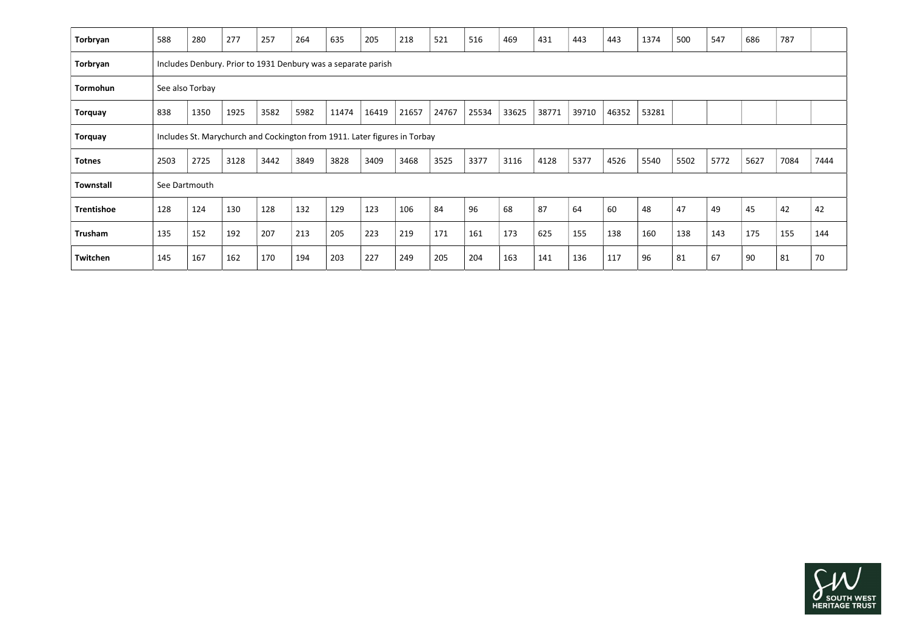| | | | | | | | | | | | | | | | | | | | | |
|---|---|---|---|---|---|---|---|---|---|---|---|---|---|---|---|---|---|---|---|---|
| **Torbryan** | 588 | 280 | 277 | 257 | 264 | 635 | 205 | 218 | 521 | 516 | 469 | 431 | 443 | 443 | 1374 | 500 | 547 | 686 | 787 | |
| **Torbryan** | Includes Denbury. Prior to 1931 Denbury was a separate parish | | | | | | | | | | | | | | | | | | | |
| **Tormohun** | See also Torbay | | | | | | | | | | | | | | | | | | | |
| **Torquay** | 838 | 1350 | 1925 | 3582 | 5982 | 11474 | 16419 | 21657 | 24767 | 25534 | 33625 | 38771 | 39710 | 46352 | 53281 | | | | | |
| **Torquay** | Includes St. Marychurch and Cockington from 1911. Later figures in Torbay | | | | | | | | | | | | | | | | | | | |
| **Totnes** | 2503 | 2725 | 3128 | 3442 | 3849 | 3828 | 3409 | 3468 | 3525 | 3377 | 3116 | 4128 | 5377 | 4526 | 5540 | 5502 | 5772 | 5627 | 7084 | 7444 |
| **Townstall** | See Dartmouth | | | | | | | | | | | | | | | | | | | |
| **Trentishoe** | 128 | 124 | 130 | 128 | 132 | 129 | 123 | 106 | 84 | 96 | 68 | 87 | 64 | 60 | 48 | 47 | 49 | 45 | 42 | 42 |
| **Trusham** | 135 | 152 | 192 | 207 | 213 | 205 | 223 | 219 | 171 | 161 | 173 | 625 | 155 | 138 | 160 | 138 | 143 | 175 | 155 | 144 |
| **Twitchen** | 145 | 167 | 162 | 170 | 194 | 203 | 227 | 249 | 205 | 204 | 163 | 141 | 136 | 117 | 96 | 81 | 67 | 90 | 81 | 70 |